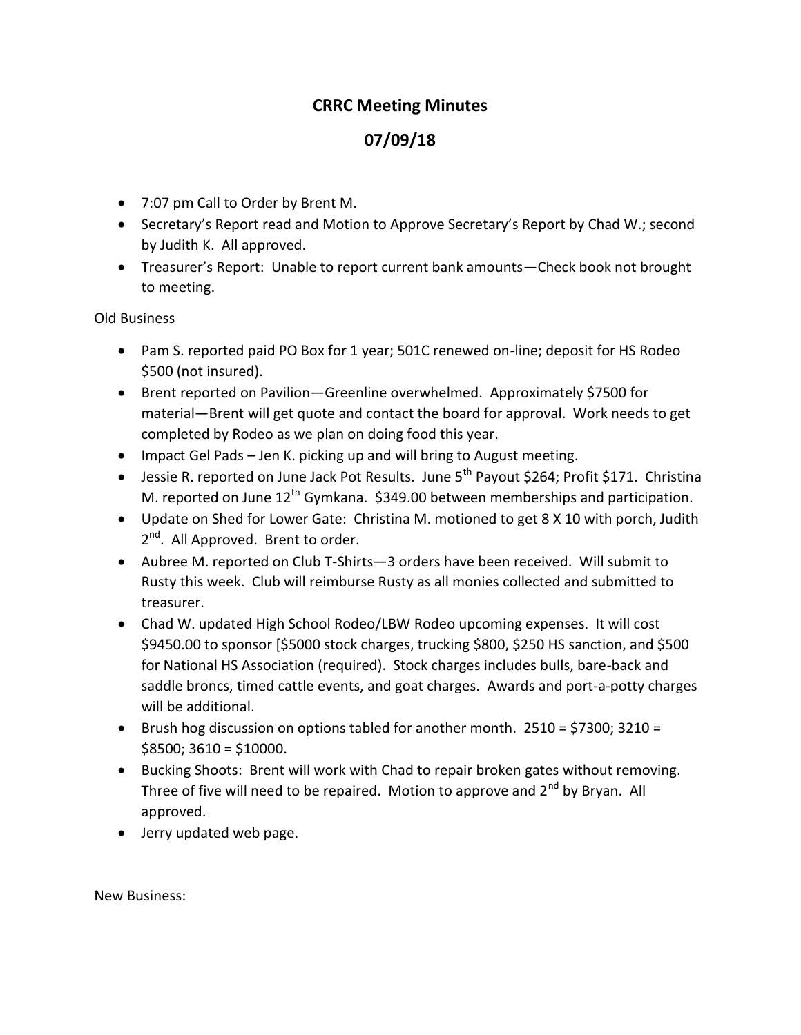# CRRC Meeting Minutes

## 07/09/18

- 7:07 pm Call to Order by Brent M.
- Secretary's Report read and Motion to Approve Secretary's Report by Chad W.; second by Judith K. All approved.
- Treasurer's Report: Unable to report current bank amounts—Check book not brought to meeting.

Old Business

- Pam S. reported paid PO Box for 1 year; 501C renewed on-line; deposit for HS Rodeo $500 (not insured).
- Brent reported on Pavilion—Greenline overwhelmed. Approximately $7500 for material—Brent will get quote and contact the board for approval. Work needs to get completed by Rodeo as we plan on doing food this year.
- Impact Gel Pads – Jen K. picking up and will bring to August meeting.
- Jessie R. reported on June Jack Pot Results. June 5th Payout $264; Profit $171. Christina M. reported on June 12th Gymkana. $349.00 between memberships and participation.
- Update on Shed for Lower Gate: Christina M. motioned to get 8 X 10 with porch, Judith 2nd. All Approved. Brent to order.
- Aubree M. reported on Club T-Shirts—3 orders have been received. Will submit to Rusty this week. Club will reimburse Rusty as all monies collected and submitted to treasurer.
- Chad W. updated High School Rodeo/LBW Rodeo upcoming expenses. It will cost $9450.00 to sponsor [$5000 stock charges, trucking $800, $250 HS sanction, and $500 for National HS Association (required). Stock charges includes bulls, bare-back and saddle broncs, timed cattle events, and goat charges. Awards and port-a-potty charges will be additional.
- Brush hog discussion on options tabled for another month. 2510 = $7300; 3210 = $8500; 3610 = $10000.
- Bucking Shoots: Brent will work with Chad to repair broken gates without removing. Three of five will need to be repaired. Motion to approve and 2nd by Bryan. All approved.
- Jerry updated web page.

New Business: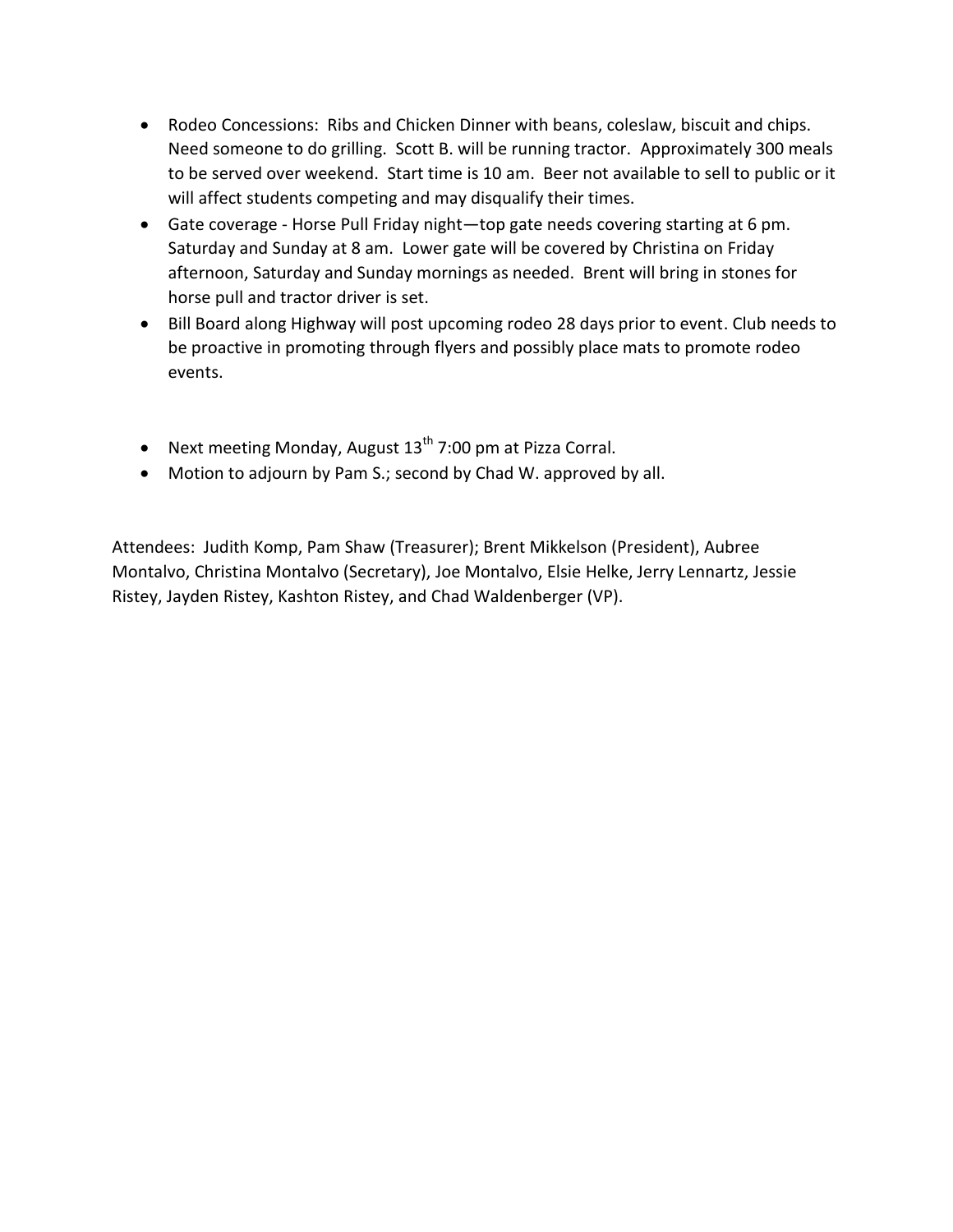- Rodeo Concessions: Ribs and Chicken Dinner with beans, coleslaw, biscuit and chips. Need someone to do grilling. Scott B. will be running tractor. Approximately 300 meals to be served over weekend. Start time is 10 am. Beer not available to sell to public or it will affect students competing and may disqualify their times.
- Gate coverage - Horse Pull Friday night—top gate needs covering starting at 6 pm. Saturday and Sunday at 8 am. Lower gate will be covered by Christina on Friday afternoon, Saturday and Sunday mornings as needed. Brent will bring in stones for horse pull and tractor driver is set.
- Bill Board along Highway will post upcoming rodeo 28 days prior to event. Club needs to be proactive in promoting through flyers and possibly place mats to promote rodeo events.

- Next meeting Monday, August 13th 7:00 pm at Pizza Corral.
- Motion to adjourn by Pam S.; second by Chad W. approved by all.

Attendees: Judith Komp, Pam Shaw (Treasurer); Brent Mikkelson (President), Aubree Montalvo, Christina Montalvo (Secretary), Joe Montalvo, Elsie Helke, Jerry Lennartz, Jessie Ristey, Jayden Ristey, Kashton Ristey, and Chad Waldenberger (VP).